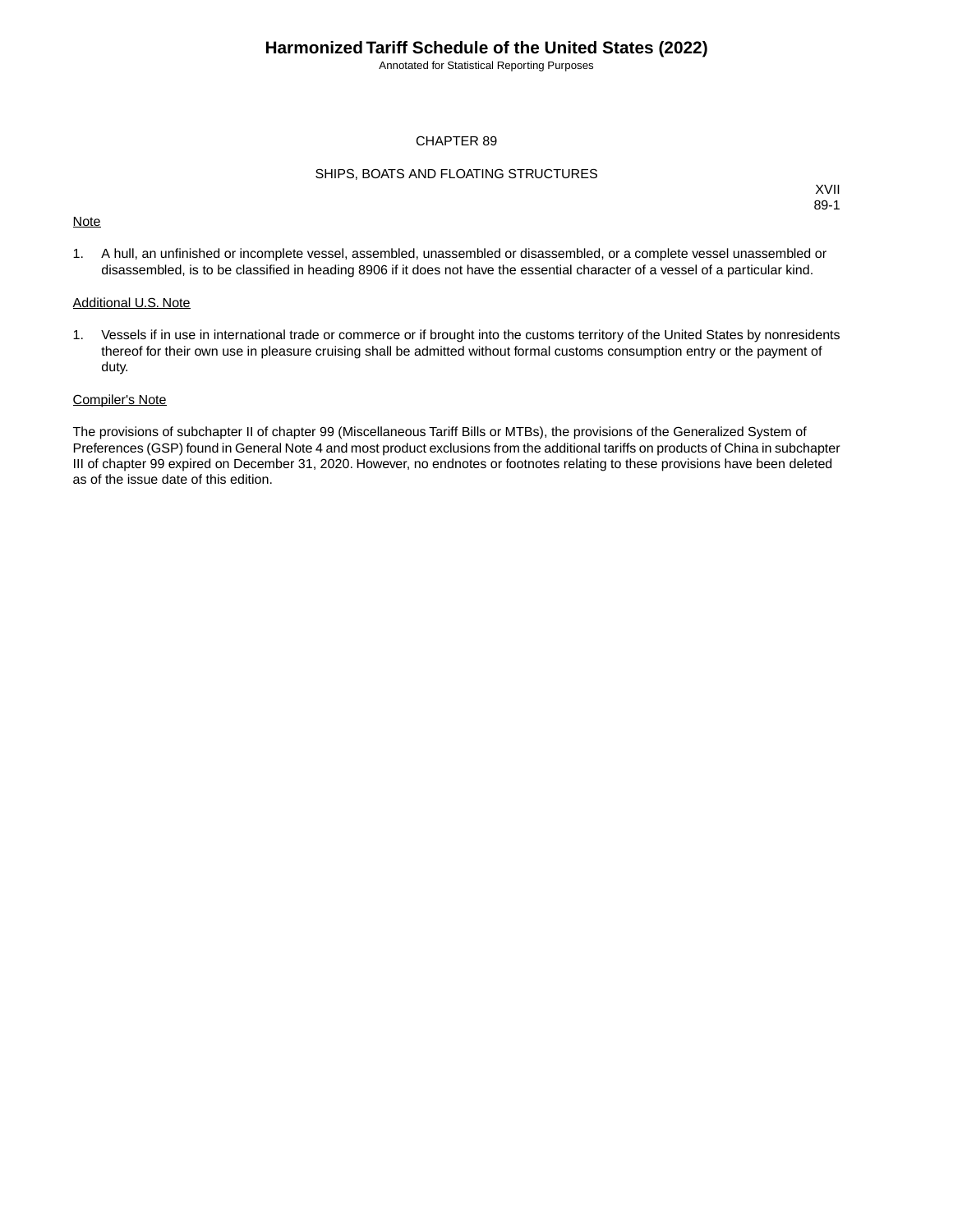# CHAPTER 89

## SHIPS, BOATS AND FLOATING STRUCTURES

XVII
89-1

Note

1. A hull, an unfinished or incomplete vessel, assembled, unassembled or disassembled, or a complete vessel unassembled or disassembled, is to be classified in heading 8906 if it does not have the essential character of a vessel of a particular kind.

Additional U.S. Note

1. Vessels if in use in international trade or commerce or if brought into the customs territory of the United States by nonresidents thereof for their own use in pleasure cruising shall be admitted without formal customs consumption entry or the payment of duty.

Compiler's Note

The provisions of subchapter II of chapter 99 (Miscellaneous Tariff Bills or MTBs), the provisions of the Generalized System of Preferences (GSP) found in General Note 4 and most product exclusions from the additional tariffs on products of China in subchapter III of chapter 99 expired on December 31, 2020. However, no endnotes or footnotes relating to these provisions have been deleted as of the issue date of this edition.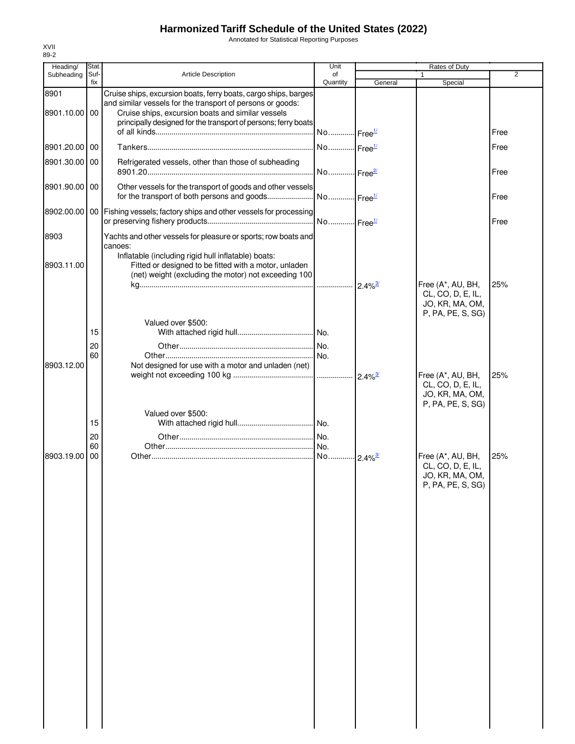# Harmonized Tariff Schedule of the United States (2022)

Annotated for Statistical Reporting Purposes

XVII
89-2

| Heading/ Subheading | Stat. Suf- fix | Article Description | Unit of Quantity | Rates of Duty 1 General | Special | 2 |
|---|---|---|---|---|---|---|
| 8901 | | Cruise ships, excursion boats, ferry boats, cargo ships, barges and similar vessels for the transport of persons or goods: | | | | |
| 8901.10.00 | 00 | Cruise ships, excursion boats and similar vessels principally designed for the transport of persons; ferry boats of all kinds | No. | Free[1/] | | Free |
| 8901.20.00 | 00 | Tankers | No. | Free[1/] | | Free |
| 8901.30.00 | 00 | Refrigerated vessels, other than those of subheading 8901.20 | No. | Free[2/] | | Free |
| 8901.90.00 | 00 | Other vessels for the transport of goods and other vessels for the transport of both persons and goods | No. | Free[1/] | | Free |
| 8902.00.00 | 00 | Fishing vessels; factory ships and other vessels for processing or preserving fishery products | No. | Free[1/] | | Free |
| 8903 | | Yachts and other vessels for pleasure or sports; row boats and canoes: | | | | |
| | | Inflatable (including rigid hull inflatable) boats: | | | | |
| 8903.11.00 | | Fitted or designed to be fitted with a motor, unladen (net) weight (excluding the motor) not exceeding 100 kg | | 2.4%[3/] | Free (A*, AU, BH, CL, CO, D, E, IL, JO, KR, MA, OM, P, PA, PE, S, SG) | 25% |
| | | Valued over $500: | | | | |
| | 15 | With attached rigid hull | No. | | | |
| | 20 | Other | No. | | | |
| | 60 | Other | No. | | | |
| 8903.12.00 | | Not designed for use with a motor and unladen (net) weight not exceeding 100 kg | | 2.4%[3/] | Free (A*, AU, BH, CL, CO, D, E, IL, JO, KR, MA, OM, P, PA, PE, S, SG) | 25% |
| | | Valued over $500: | | | | |
| | 15 | With attached rigid hull | No. | | | |
| | 20 | Other | No. | | | |
| | 60 | Other | No. | | | |
| 8903.19.00 | 00 | Other | No. | 2.4%[3/] | Free (A*, AU, BH, CL, CO, D, E, IL, JO, KR, MA, OM, P, PA, PE, S, SG) | 25% |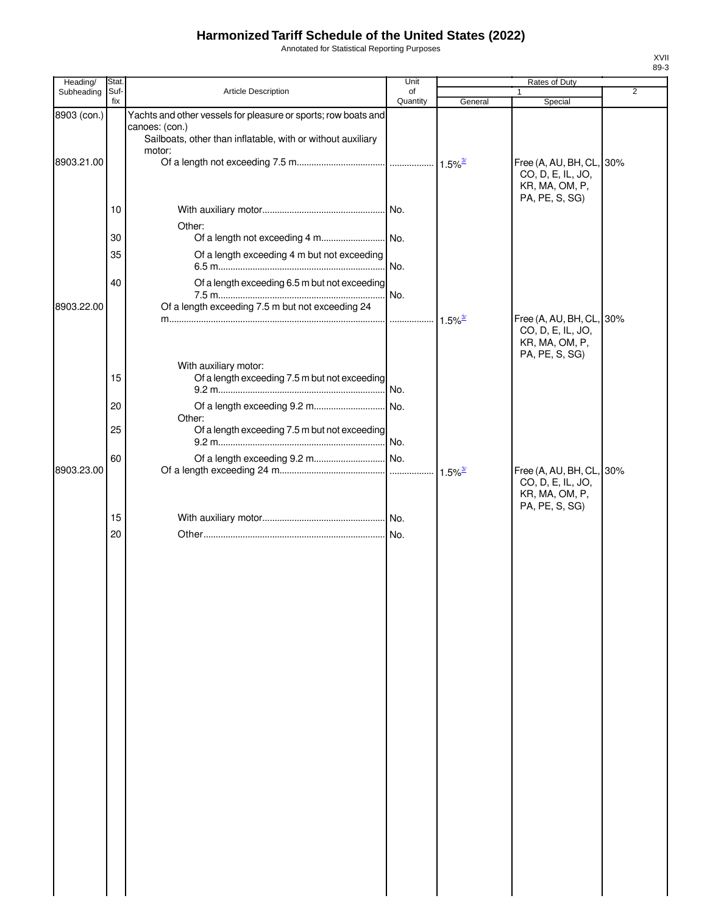# Harmonized Tariff Schedule of the United States (2022)

Annotated for Statistical Reporting Purposes

XVII
89-3

| Heading/ Subheading | Stat. Suf- fix | Article Description | Unit of Quantity | Rates of Duty 1 General | Special | 2 |
|---|---|---|---|---|---|---|
| 8903 (con.) | | Yachts and other vessels for pleasure or sports; row boats and canoes: (con.) | | | | |
| | | Sailboats, other than inflatable, with or without auxiliary motor: | | | | |
| 8903.21.00 | | Of a length not exceeding 7.5 m | | 1.5%[3/] | Free (A, AU, BH, CL, CO, D, E, IL, JO, KR, MA, OM, P, PA, PE, S, SG) | 30% |
| | 10 | With auxiliary motor | No. | | | |
| | | Other: | | | | |
| | 30 | Of a length not exceeding 4 m | No. | | | |
| | 35 | Of a length exceeding 4 m but not exceeding 6.5 m | No. | | | |
| | 40 | Of a length exceeding 6.5 m but not exceeding 7.5 m | No. | | | |
| 8903.22.00 | | Of a length exceeding 7.5 m but not exceeding 24 m | | 1.5%[3/] | Free (A, AU, BH, CL, CO, D, E, IL, JO, KR, MA, OM, P, PA, PE, S, SG) | 30% |
| | | With auxiliary motor: | | | | |
| | 15 | Of a length exceeding 7.5 m but not exceeding 9.2 m | No. | | | |
| | 20 | Of a length exceeding 9.2 m | No. | | | |
| | | Other: | | | | |
| | 25 | Of a length exceeding 7.5 m but not exceeding 9.2 m | No. | | | |
| | 60 | Of a length exceeding 9.2 m | No. | | | |
| 8903.23.00 | | Of a length exceeding 24 m | | 1.5%[3/] | Free (A, AU, BH, CL, CO, D, E, IL, JO, KR, MA, OM, P, PA, PE, S, SG) | 30% |
| | 15 | With auxiliary motor | No. | | | |
| | 20 | Other | No. | | | |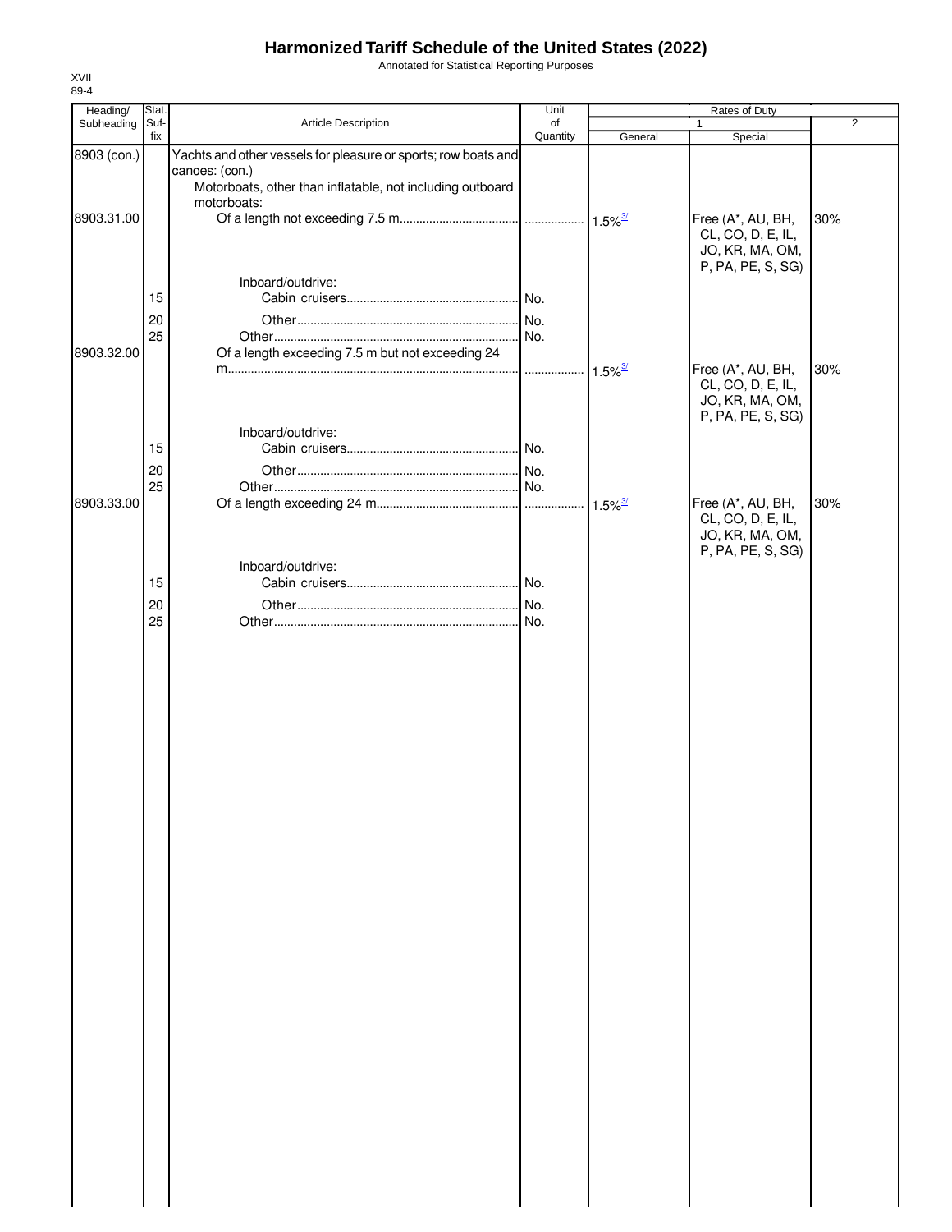# Harmonized Tariff Schedule of the United States (2022)

Annotated for Statistical Reporting Purposes

XVII
89-4

| Heading/ Subheading | Stat. Suf- fix | Article Description | Unit of Quantity | Rates of Duty 1 General | Special | 2 |
|---|---|---|---|---|---|---|
| 8903 (con.) | | Yachts and other vessels for pleasure or sports; row boats and canoes: (con.) | | | | |
| | | Motorboats, other than inflatable, not including outboard motorboats: | | | | |
| 8903.31.00 | | Of a length not exceeding 7.5 m | | 1.5%[3/] | Free (A*, AU, BH, CL, CO, D, E, IL, JO, KR, MA, OM, P, PA, PE, S, SG) | 30% |
| | | Inboard/outdrive: | | | | |
| | 15 | Cabin cruisers | No. | | | |
| | 20 | Other | No. | | | |
| | 25 | Other | No. | | | |
| 8903.32.00 | | Of a length exceeding 7.5 m but not exceeding 24 m | | 1.5%[3/] | Free (A*, AU, BH, CL, CO, D, E, IL, JO, KR, MA, OM, P, PA, PE, S, SG) | 30% |
| | | Inboard/outdrive: | | | | |
| | 15 | Cabin cruisers | No. | | | |
| | 20 | Other | No. | | | |
| | 25 | Other | No. | | | |
| 8903.33.00 | | Of a length exceeding 24 m | | 1.5%[3/] | Free (A*, AU, BH, CL, CO, D, E, IL, JO, KR, MA, OM, P, PA, PE, S, SG) | 30% |
| | | Inboard/outdrive: | | | | |
| | 15 | Cabin cruisers | No. | | | |
| | 20 | Other | No. | | | |
| | 25 | Other | No. | | | |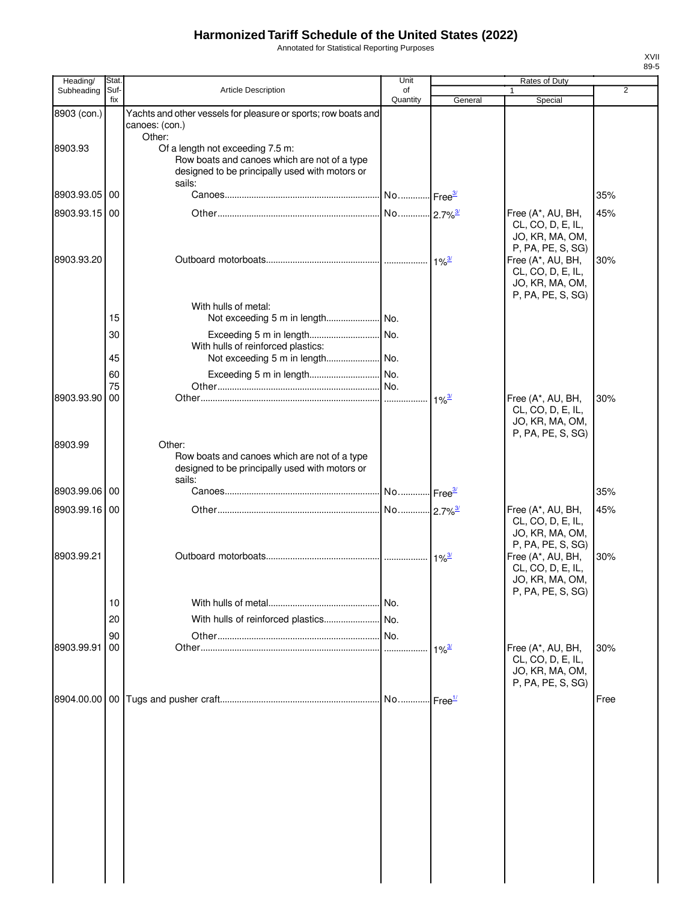# Harmonized Tariff Schedule of the United States (2022)

Annotated for Statistical Reporting Purposes

XVII
89-5

| Heading/ Subheading | Stat. Suf-fix | Article Description | Unit of Quantity | Rates of Duty 1 General | Special | 2 |
|---|---|---|---|---|---|---|
| 8903 (con.) | | Yachts and other vessels for pleasure or sports; row boats and canoes: (con.) | | | | |
| | | Other: | | | | |
| 8903.93 | | Of a length not exceeding 7.5 m: | | | | |
| | | Row boats and canoes which are not of a type designed to be principally used with motors or sails: | | | | |
| 8903.93.05 | 00 | Canoes | No. | Free[3/] | | 35% |
| 8903.93.15 | 00 | Other | No. | 2.7%[3/] | Free (A*, AU, BH, CL, CO, D, E, IL, JO, KR, MA, OM, P, PA, PE, S, SG) | 45% |
| 8903.93.20 | | Outboard motorboats | | 1%[3/] | Free (A*, AU, BH, CL, CO, D, E, IL, JO, KR, MA, OM, P, PA, PE, S, SG) | 30% |
| | | With hulls of metal: | | | | |
| | 15 | Not exceeding 5 m in length | No. | | | |
| | 30 | Exceeding 5 m in length | No. | | | |
| | | With hulls of reinforced plastics: | | | | |
| | 45 | Not exceeding 5 m in length | No. | | | |
| | 60 | Exceeding 5 m in length | No. | | | |
| | 75 | Other | No. | | | |
| 8903.93.90 | 00 | Other | | 1%[3/] | Free (A*, AU, BH, CL, CO, D, E, IL, JO, KR, MA, OM, P, PA, PE, S, SG) | 30% |
| 8903.99 | | Other: | | | | |
| | | Row boats and canoes which are not of a type designed to be principally used with motors or sails: | | | | |
| 8903.99.06 | 00 | Canoes | No. | Free[3/] | | 35% |
| 8903.99.16 | 00 | Other | No. | 2.7%[3/] | Free (A*, AU, BH, CL, CO, D, E, IL, JO, KR, MA, OM, P, PA, PE, S, SG) | 45% |
| 8903.99.21 | | Outboard motorboats | | 1%[3/] | Free (A*, AU, BH, CL, CO, D, E, IL, JO, KR, MA, OM, P, PA, PE, S, SG) | 30% |
| | 10 | With hulls of metal | No. | | | |
| | 20 | With hulls of reinforced plastics | No. | | | |
| | 90 | Other | No. | | | |
| 8903.99.91 | 00 | Other | | 1%[3/] | Free (A*, AU, BH, CL, CO, D, E, IL, JO, KR, MA, OM, P, PA, PE, S, SG) | 30% |
| 8904.00.00 | 00 | Tugs and pusher craft | No. | Free[1/] | | Free |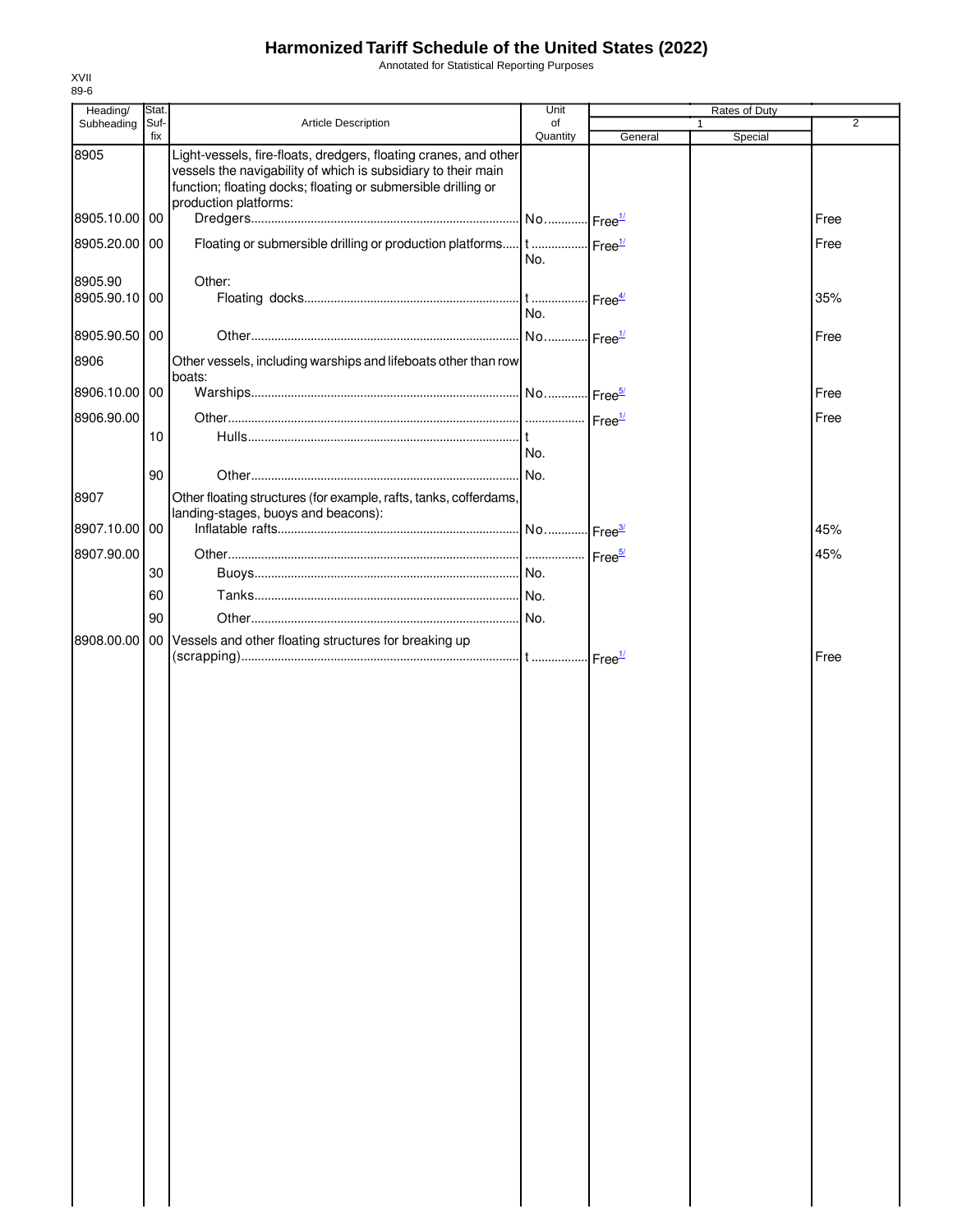# Harmonized Tariff Schedule of the United States (2022)

Annotated for Statistical Reporting Purposes

XVII
89-6

| Heading/ Subheading | Stat. Suf- fix | Article Description | Unit of Quantity | Rates of Duty 1 General | Special | 2 |
|---|---|---|---|---|---|---|
| 8905 | | Light-vessels, fire-floats, dredgers, floating cranes, and other vessels the navigability of which is subsidiary to their main function; floating docks; floating or submersible drilling or production platforms: | | | | |
| 8905.10.00 | 00 | Dredgers | No. | Free[1/] | | Free |
| 8905.20.00 | 00 | Floating or submersible drilling or production platforms | t<br>No. | Free[1/] | | Free |
| 8905.90 | | Other: | | | | |
| 8905.90.10 | 00 | Floating docks | t<br>No. | Free[4/] | | 35% |
| 8905.90.50 | 00 | Other | No. | Free[1/] | | Free |
| 8906 | | Other vessels, including warships and lifeboats other than row boats: | | | | |
| 8906.10.00 | 00 | Warships | No. | Free[5/] | | Free |
| 8906.90.00 | | Other | | Free[1/] | | Free |
| | 10 | Hulls | t<br>No. | | | |
| | 90 | Other | No. | | | |
| 8907 | | Other floating structures (for example, rafts, tanks, cofferdams, landing-stages, buoys and beacons): | | | | |
| 8907.10.00 | 00 | Inflatable rafts | No. | Free[3/] | | 45% |
| 8907.90.00 | | Other | | Free[5/] | | 45% |
| | 30 | Buoys | No. | | | |
| | 60 | Tanks | No. | | | |
| | 90 | Other | No. | | | |
| 8908.00.00 | 00 | Vessels and other floating structures for breaking up (scrapping) | t | Free[1/] | | Free |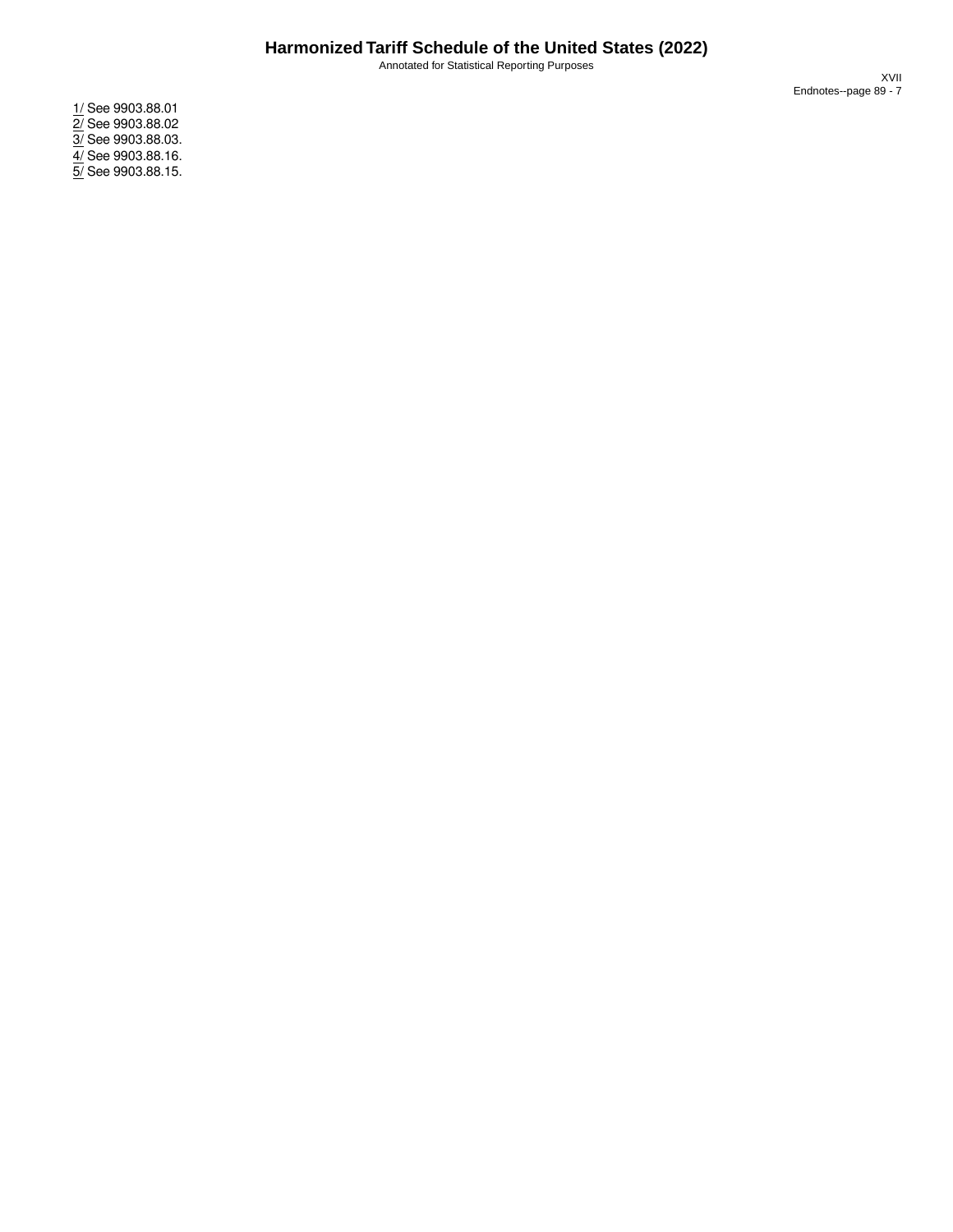1/ See 9903.88.01
2/ See 9903.88.02
3/ See 9903.88.03.
4/ See 9903.88.16.
5/ See 9903.88.15.